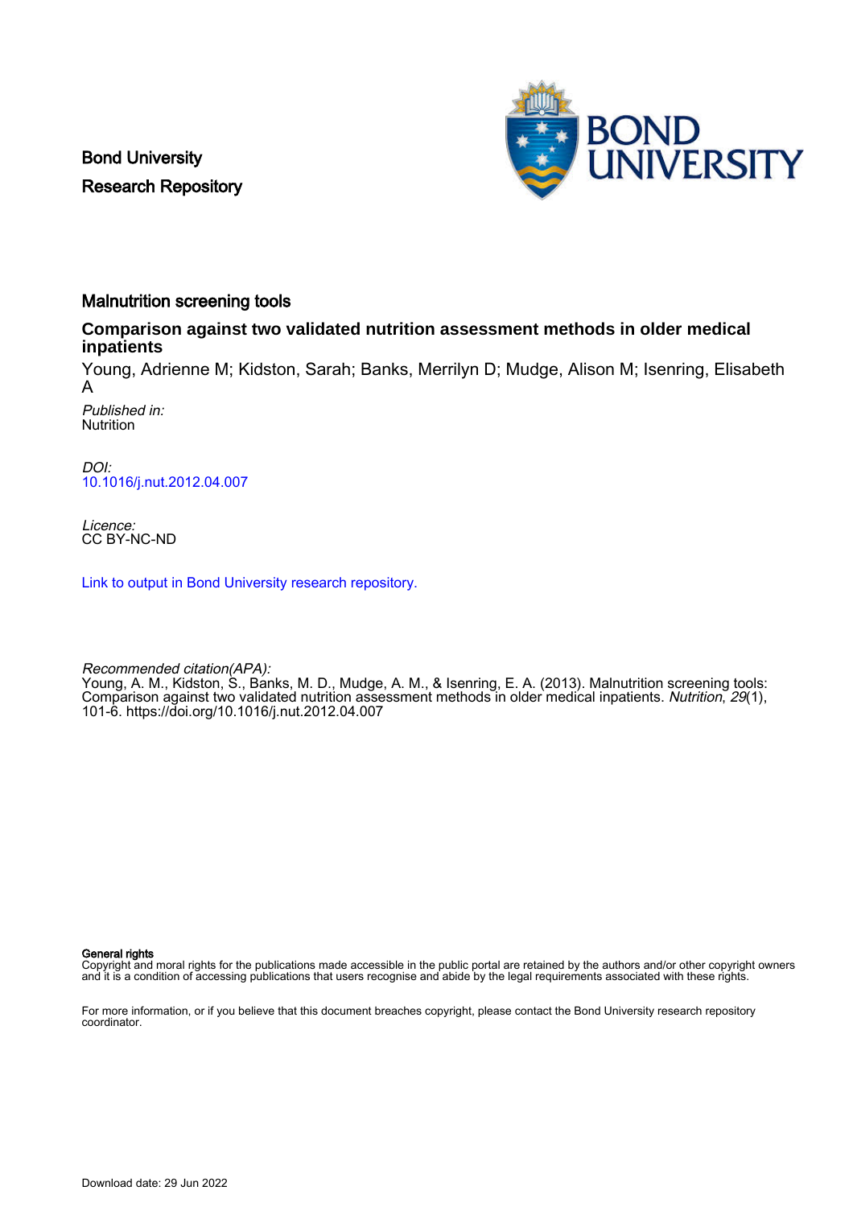Bond University
Research Repository

# Malnutrition screening tools

## Comparison against two validated nutrition assessment methods in older medical inpatients

Young, Adrienne M; Kidston, Sarah; Banks, Merrilyn D; Mudge, Alison M; Isenring, Elisabeth A

*Published in:*
Nutrition

*DOI:*
10.1016/j.nut.2012.04.007

*Licence:*
CC BY-NC-ND

Link to output in Bond University research repository.

*Recommended citation(APA):*
Young, A. M., Kidston, S., Banks, M. D., Mudge, A. M., & Isenring, E. A. (2013). Malnutrition screening tools: Comparison against two validated nutrition assessment methods in older medical inpatients. *Nutrition*, *29*(1), 101-6. https://doi.org/10.1016/j.nut.2012.04.007

**General rights**
Copyright and moral rights for the publications made accessible in the public portal are retained by the authors and/or other copyright owners and it is a condition of accessing publications that users recognise and abide by the legal requirements associated with these rights.

For more information, or if you believe that this document breaches copyright, please contact the Bond University research repository coordinator.

Download date: 29 Jun 2022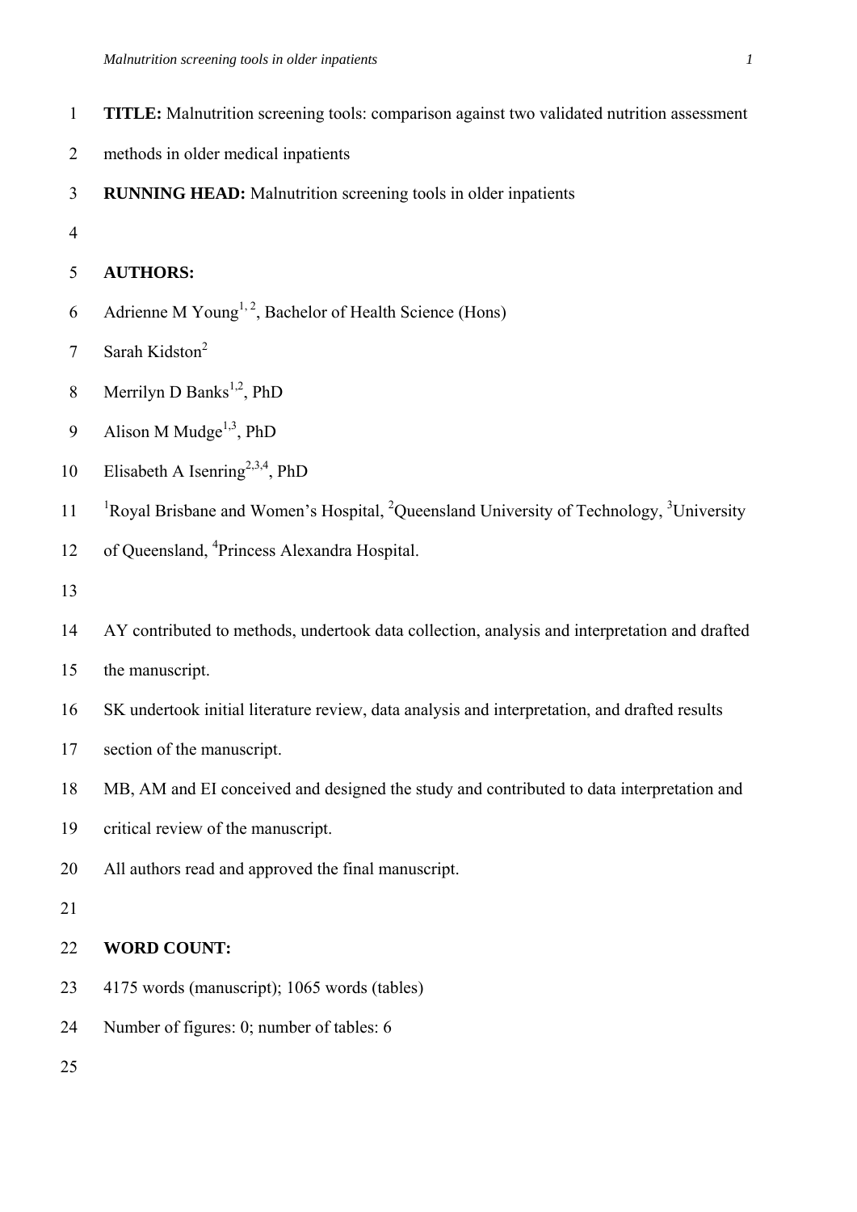**TITLE:** Malnutrition screening tools: comparison against two validated nutrition assessment methods in older medical inpatients

**RUNNING HEAD:** Malnutrition screening tools in older inpatients

**AUTHORS:**

Adrienne M Young[1, 2], Bachelor of Health Science (Hons)

Sarah Kidston[2]

Merrilyn D Banks[1,2], PhD

Alison M Mudge[1,3], PhD

Elisabeth A Isenring[2,3,4], PhD

[1]Royal Brisbane and Women's Hospital, [2]Queensland University of Technology, [3]University of Queensland, [4]Princess Alexandra Hospital.

AY contributed to methods, undertook data collection, analysis and interpretation and drafted the manuscript.

SK undertook initial literature review, data analysis and interpretation, and drafted results section of the manuscript.

MB, AM and EI conceived and designed the study and contributed to data interpretation and critical review of the manuscript.

All authors read and approved the final manuscript.

**WORD COUNT:**

4175 words (manuscript); 1065 words (tables)

Number of figures: 0; number of tables: 6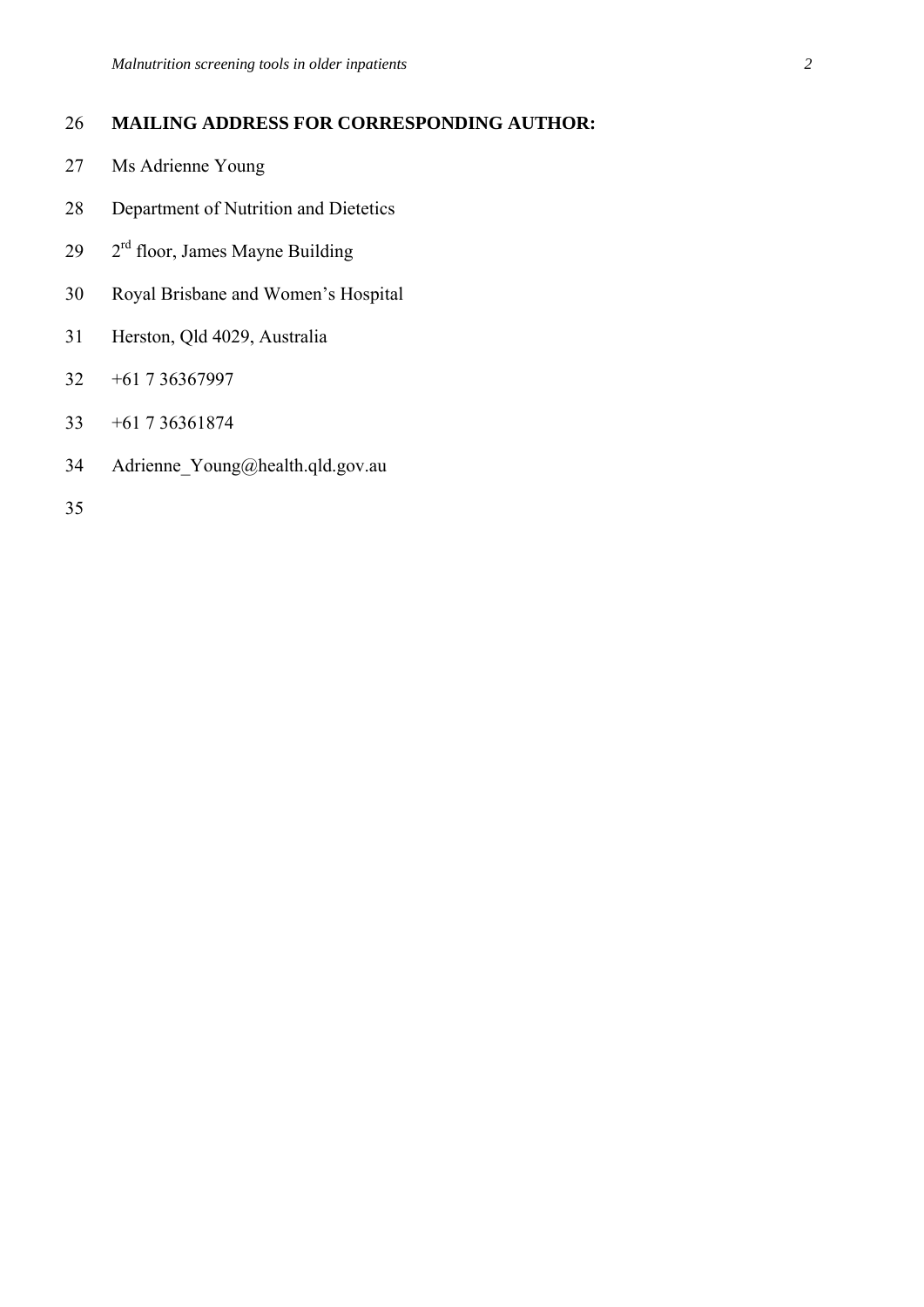**MAILING ADDRESS FOR CORRESPONDING AUTHOR:**

Ms Adrienne Young

Department of Nutrition and Dietetics

2nd floor, James Mayne Building

Royal Brisbane and Women's Hospital

Herston, Qld 4029, Australia

+61 7 36367997

+61 7 36361874

Adrienne_Young@health.qld.gov.au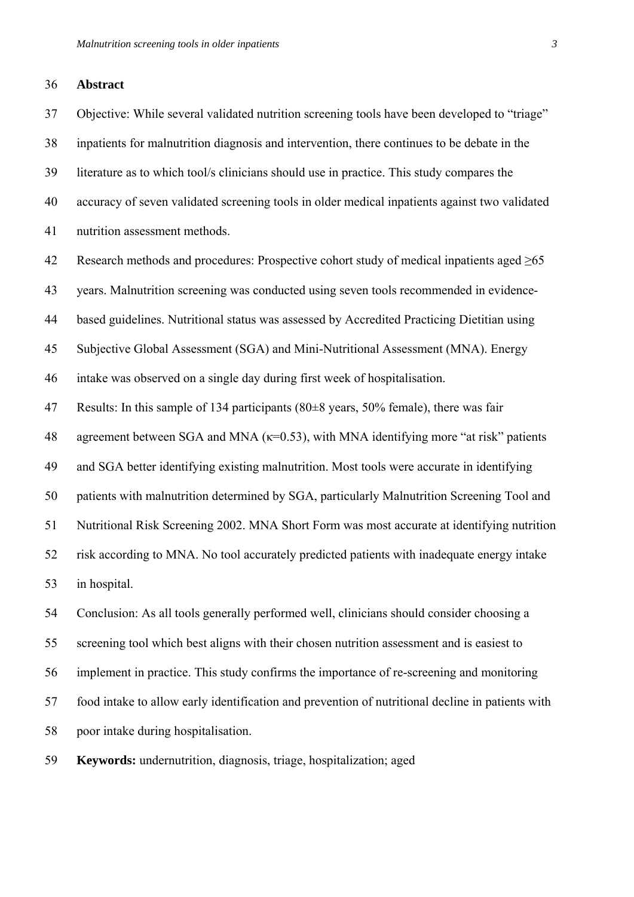## Abstract

Objective: While several validated nutrition screening tools have been developed to "triage" inpatients for malnutrition diagnosis and intervention, there continues to be debate in the literature as to which tool/s clinicians should use in practice. This study compares the accuracy of seven validated screening tools in older medical inpatients against two validated nutrition assessment methods.

Research methods and procedures: Prospective cohort study of medical inpatients aged ≥65 years. Malnutrition screening was conducted using seven tools recommended in evidence-based guidelines. Nutritional status was assessed by Accredited Practicing Dietitian using Subjective Global Assessment (SGA) and Mini-Nutritional Assessment (MNA). Energy intake was observed on a single day during first week of hospitalisation.

Results: In this sample of 134 participants (80±8 years, 50% female), there was fair agreement between SGA and MNA ($\kappa$=0.53), with MNA identifying more "at risk" patients and SGA better identifying existing malnutrition. Most tools were accurate in identifying patients with malnutrition determined by SGA, particularly Malnutrition Screening Tool and Nutritional Risk Screening 2002. MNA Short Form was most accurate at identifying nutrition risk according to MNA. No tool accurately predicted patients with inadequate energy intake in hospital.

Conclusion: As all tools generally performed well, clinicians should consider choosing a screening tool which best aligns with their chosen nutrition assessment and is easiest to implement in practice. This study confirms the importance of re-screening and monitoring food intake to allow early identification and prevention of nutritional decline in patients with poor intake during hospitalisation.

**Keywords:** undernutrition, diagnosis, triage, hospitalization; aged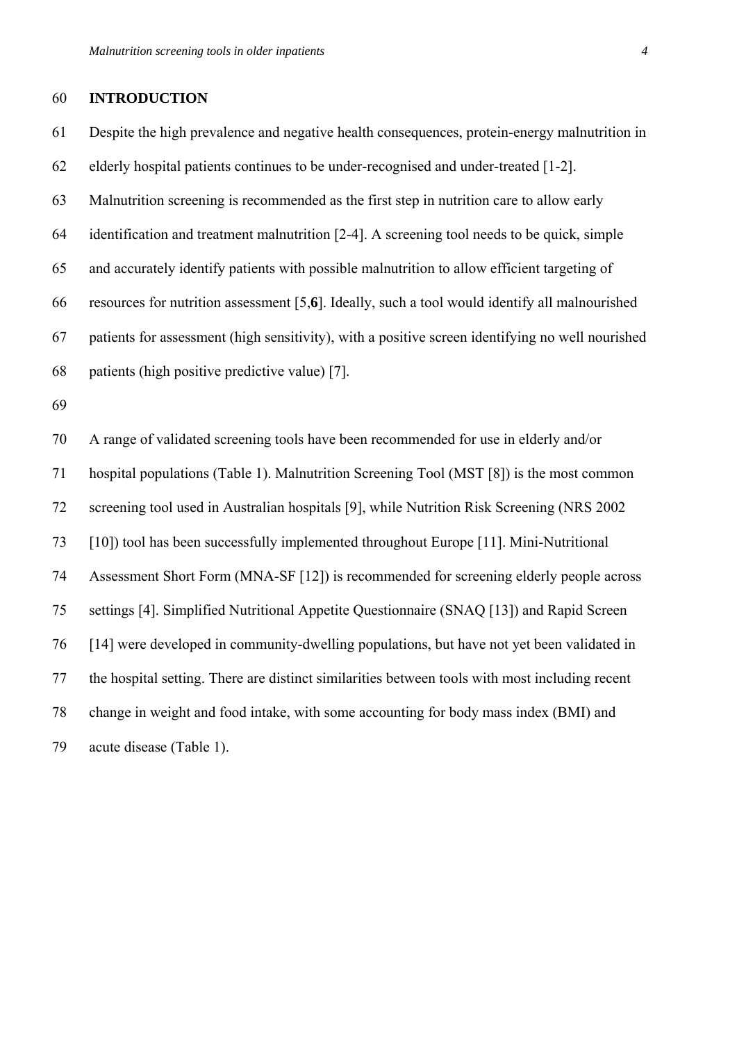## INTRODUCTION

Despite the high prevalence and negative health consequences, protein-energy malnutrition in elderly hospital patients continues to be under-recognised and under-treated [1-2]. Malnutrition screening is recommended as the first step in nutrition care to allow early identification and treatment malnutrition [2-4]. A screening tool needs to be quick, simple and accurately identify patients with possible malnutrition to allow efficient targeting of resources for nutrition assessment [5,**6**]. Ideally, such a tool would identify all malnourished patients for assessment (high sensitivity), with a positive screen identifying no well nourished patients (high positive predictive value) [7].

A range of validated screening tools have been recommended for use in elderly and/or hospital populations (Table 1). Malnutrition Screening Tool (MST [8]) is the most common screening tool used in Australian hospitals [9], while Nutrition Risk Screening (NRS 2002 [10]) tool has been successfully implemented throughout Europe [11]. Mini-Nutritional Assessment Short Form (MNA-SF [12]) is recommended for screening elderly people across settings [4]. Simplified Nutritional Appetite Questionnaire (SNAQ [13]) and Rapid Screen [14] were developed in community-dwelling populations, but have not yet been validated in the hospital setting. There are distinct similarities between tools with most including recent change in weight and food intake, with some accounting for body mass index (BMI) and acute disease (Table 1).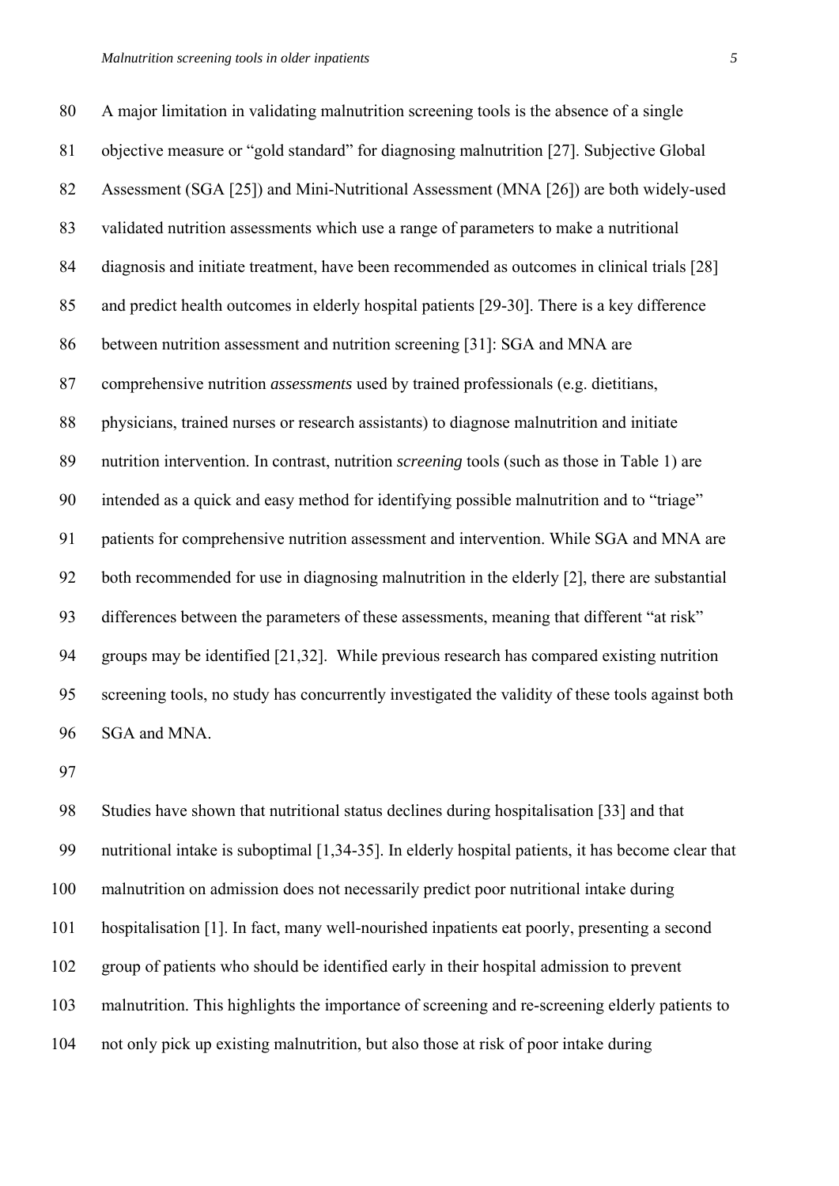A major limitation in validating malnutrition screening tools is the absence of a single objective measure or "gold standard" for diagnosing malnutrition [27]. Subjective Global Assessment (SGA [25]) and Mini-Nutritional Assessment (MNA [26]) are both widely-used validated nutrition assessments which use a range of parameters to make a nutritional diagnosis and initiate treatment, have been recommended as outcomes in clinical trials [28] and predict health outcomes in elderly hospital patients [29-30]. There is a key difference between nutrition assessment and nutrition screening [31]: SGA and MNA are comprehensive nutrition *assessments* used by trained professionals (e.g. dietitians, physicians, trained nurses or research assistants) to diagnose malnutrition and initiate nutrition intervention. In contrast, nutrition *screening* tools (such as those in Table 1) are intended as a quick and easy method for identifying possible malnutrition and to "triage" patients for comprehensive nutrition assessment and intervention. While SGA and MNA are both recommended for use in diagnosing malnutrition in the elderly [2], there are substantial differences between the parameters of these assessments, meaning that different "at risk" groups may be identified [21,32]. While previous research has compared existing nutrition screening tools, no study has concurrently investigated the validity of these tools against both SGA and MNA.

Studies have shown that nutritional status declines during hospitalisation [33] and that nutritional intake is suboptimal [1,34-35]. In elderly hospital patients, it has become clear that malnutrition on admission does not necessarily predict poor nutritional intake during hospitalisation [1]. In fact, many well-nourished inpatients eat poorly, presenting a second group of patients who should be identified early in their hospital admission to prevent malnutrition. This highlights the importance of screening and re-screening elderly patients to not only pick up existing malnutrition, but also those at risk of poor intake during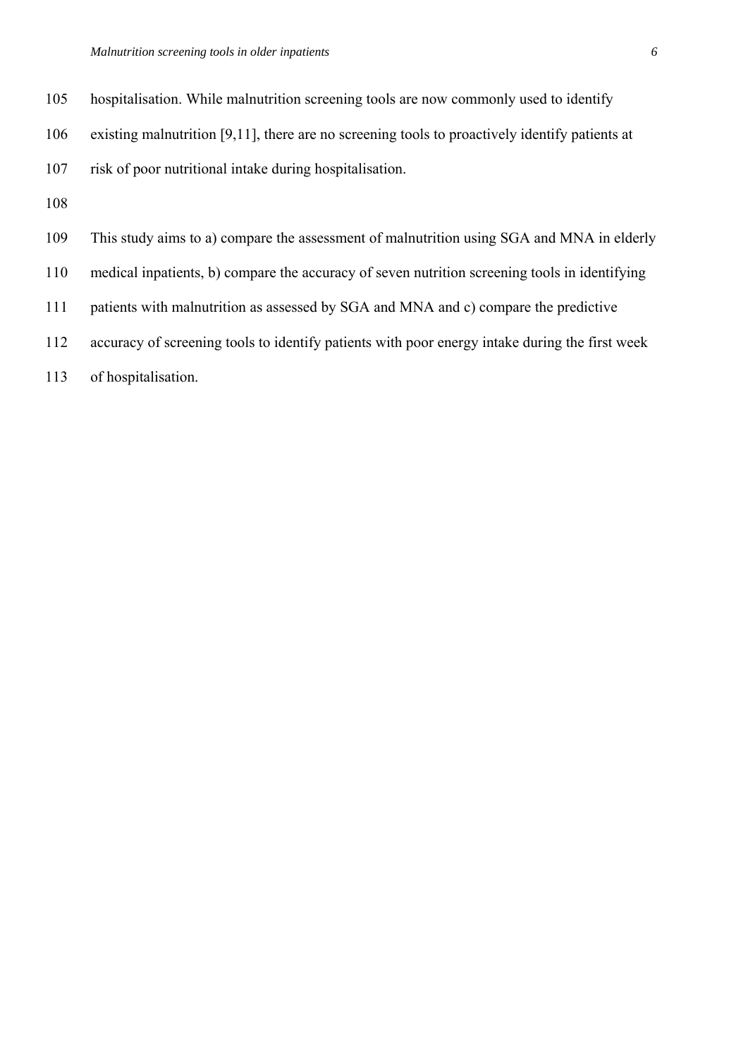hospitalisation. While malnutrition screening tools are now commonly used to identify existing malnutrition [9,11], there are no screening tools to proactively identify patients at risk of poor nutritional intake during hospitalisation.

This study aims to a) compare the assessment of malnutrition using SGA and MNA in elderly medical inpatients, b) compare the accuracy of seven nutrition screening tools in identifying patients with malnutrition as assessed by SGA and MNA and c) compare the predictive accuracy of screening tools to identify patients with poor energy intake during the first week of hospitalisation.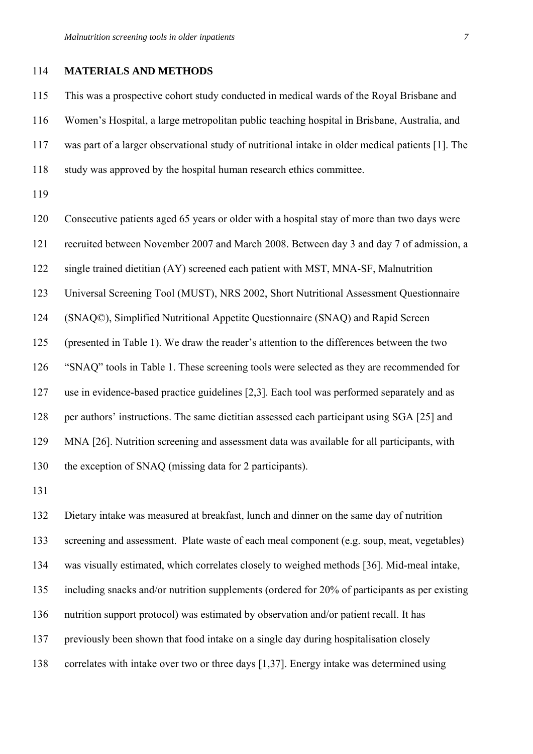## MATERIALS AND METHODS

This was a prospective cohort study conducted in medical wards of the Royal Brisbane and Women's Hospital, a large metropolitan public teaching hospital in Brisbane, Australia, and was part of a larger observational study of nutritional intake in older medical patients [1]. The study was approved by the hospital human research ethics committee.

Consecutive patients aged 65 years or older with a hospital stay of more than two days were recruited between November 2007 and March 2008. Between day 3 and day 7 of admission, a single trained dietitian (AY) screened each patient with MST, MNA-SF, Malnutrition Universal Screening Tool (MUST), NRS 2002, Short Nutritional Assessment Questionnaire (SNAQ©), Simplified Nutritional Appetite Questionnaire (SNAQ) and Rapid Screen (presented in Table 1). We draw the reader's attention to the differences between the two "SNAQ" tools in Table 1. These screening tools were selected as they are recommended for use in evidence-based practice guidelines [2,3]. Each tool was performed separately and as per authors' instructions. The same dietitian assessed each participant using SGA [25] and MNA [26]. Nutrition screening and assessment data was available for all participants, with the exception of SNAQ (missing data for 2 participants).

Dietary intake was measured at breakfast, lunch and dinner on the same day of nutrition screening and assessment. Plate waste of each meal component (e.g. soup, meat, vegetables) was visually estimated, which correlates closely to weighed methods [36]. Mid-meal intake, including snacks and/or nutrition supplements (ordered for 20% of participants as per existing nutrition support protocol) was estimated by observation and/or patient recall. It has previously been shown that food intake on a single day during hospitalisation closely correlates with intake over two or three days [1,37]. Energy intake was determined using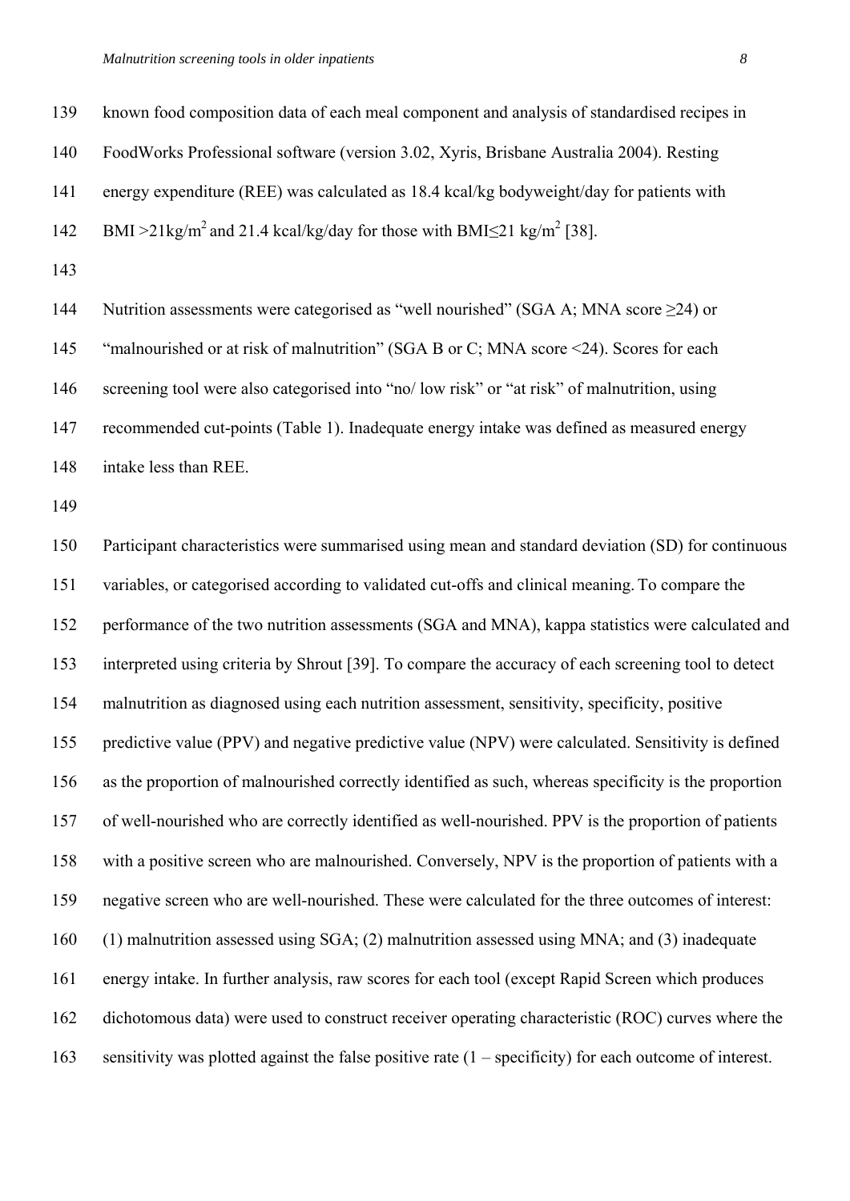known food composition data of each meal component and analysis of standardised recipes in FoodWorks Professional software (version 3.02, Xyris, Brisbane Australia 2004). Resting energy expenditure (REE) was calculated as 18.4 kcal/kg bodyweight/day for patients with BMI >21kg/m$^2$ and 21.4 kcal/kg/day for those with BMI≤21 kg/m$^2$ [38].

Nutrition assessments were categorised as "well nourished" (SGA A; MNA score ≥24) or "malnourished or at risk of malnutrition" (SGA B or C; MNA score <24). Scores for each screening tool were also categorised into "no/ low risk" or "at risk" of malnutrition, using recommended cut-points (Table 1). Inadequate energy intake was defined as measured energy intake less than REE.

Participant characteristics were summarised using mean and standard deviation (SD) for continuous variables, or categorised according to validated cut-offs and clinical meaning. To compare the performance of the two nutrition assessments (SGA and MNA), kappa statistics were calculated and interpreted using criteria by Shrout [39]. To compare the accuracy of each screening tool to detect malnutrition as diagnosed using each nutrition assessment, sensitivity, specificity, positive predictive value (PPV) and negative predictive value (NPV) were calculated. Sensitivity is defined as the proportion of malnourished correctly identified as such, whereas specificity is the proportion of well-nourished who are correctly identified as well-nourished. PPV is the proportion of patients with a positive screen who are malnourished. Conversely, NPV is the proportion of patients with a negative screen who are well-nourished. These were calculated for the three outcomes of interest: (1) malnutrition assessed using SGA; (2) malnutrition assessed using MNA; and (3) inadequate energy intake. In further analysis, raw scores for each tool (except Rapid Screen which produces dichotomous data) were used to construct receiver operating characteristic (ROC) curves where the sensitivity was plotted against the false positive rate (1 – specificity) for each outcome of interest.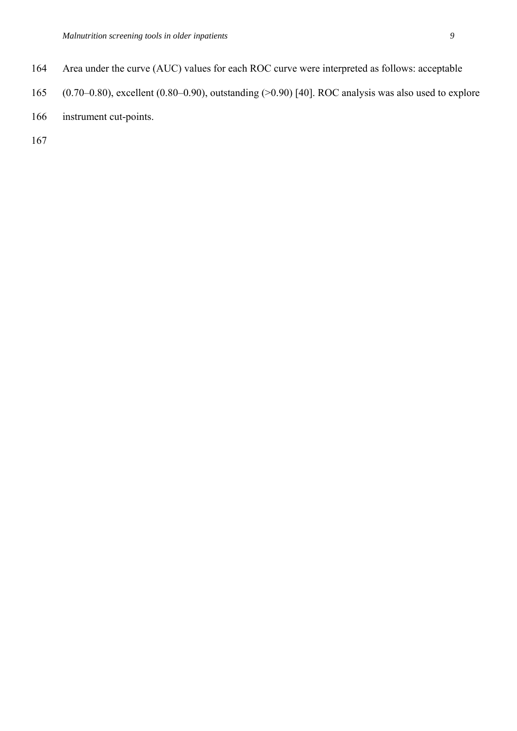Area under the curve (AUC) values for each ROC curve were interpreted as follows: acceptable (0.70–0.80), excellent (0.80–0.90), outstanding (>0.90) [40]. ROC analysis was also used to explore instrument cut-points.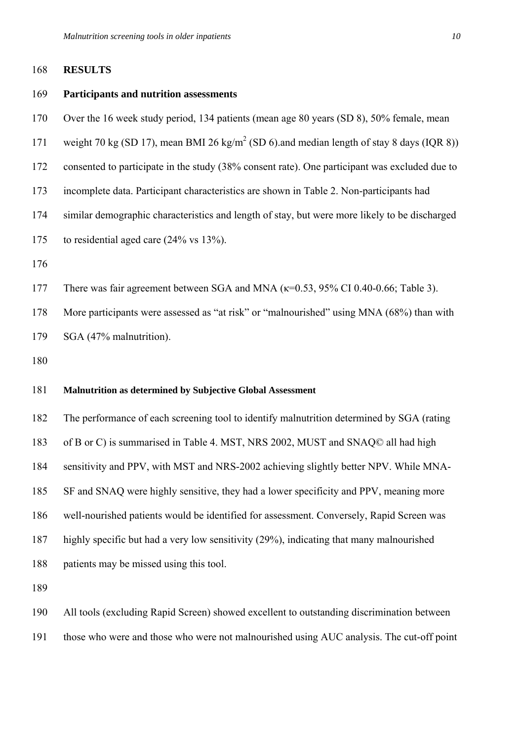## RESULTS

### Participants and nutrition assessments

Over the 16 week study period, 134 patients (mean age 80 years (SD 8), 50% female, mean weight 70 kg (SD 17), mean BMI 26 kg/m$^2$ (SD 6).and median length of stay 8 days (IQR 8)) consented to participate in the study (38% consent rate). One participant was excluded due to incomplete data. Participant characteristics are shown in Table 2. Non-participants had similar demographic characteristics and length of stay, but were more likely to be discharged to residential aged care (24% vs 13%).

There was fair agreement between SGA and MNA ($\kappa$=0.53, 95% CI 0.40-0.66; Table 3). More participants were assessed as "at risk" or "malnourished" using MNA (68%) than with SGA (47% malnutrition).

#### Malnutrition as determined by Subjective Global Assessment

The performance of each screening tool to identify malnutrition determined by SGA (rating of B or C) is summarised in Table 4. MST, NRS 2002, MUST and SNAQ© all had high sensitivity and PPV, with MST and NRS-2002 achieving slightly better NPV. While MNA-SF and SNAQ were highly sensitive, they had a lower specificity and PPV, meaning more well-nourished patients would be identified for assessment. Conversely, Rapid Screen was highly specific but had a very low sensitivity (29%), indicating that many malnourished patients may be missed using this tool.

All tools (excluding Rapid Screen) showed excellent to outstanding discrimination between those who were and those who were not malnourished using AUC analysis. The cut-off point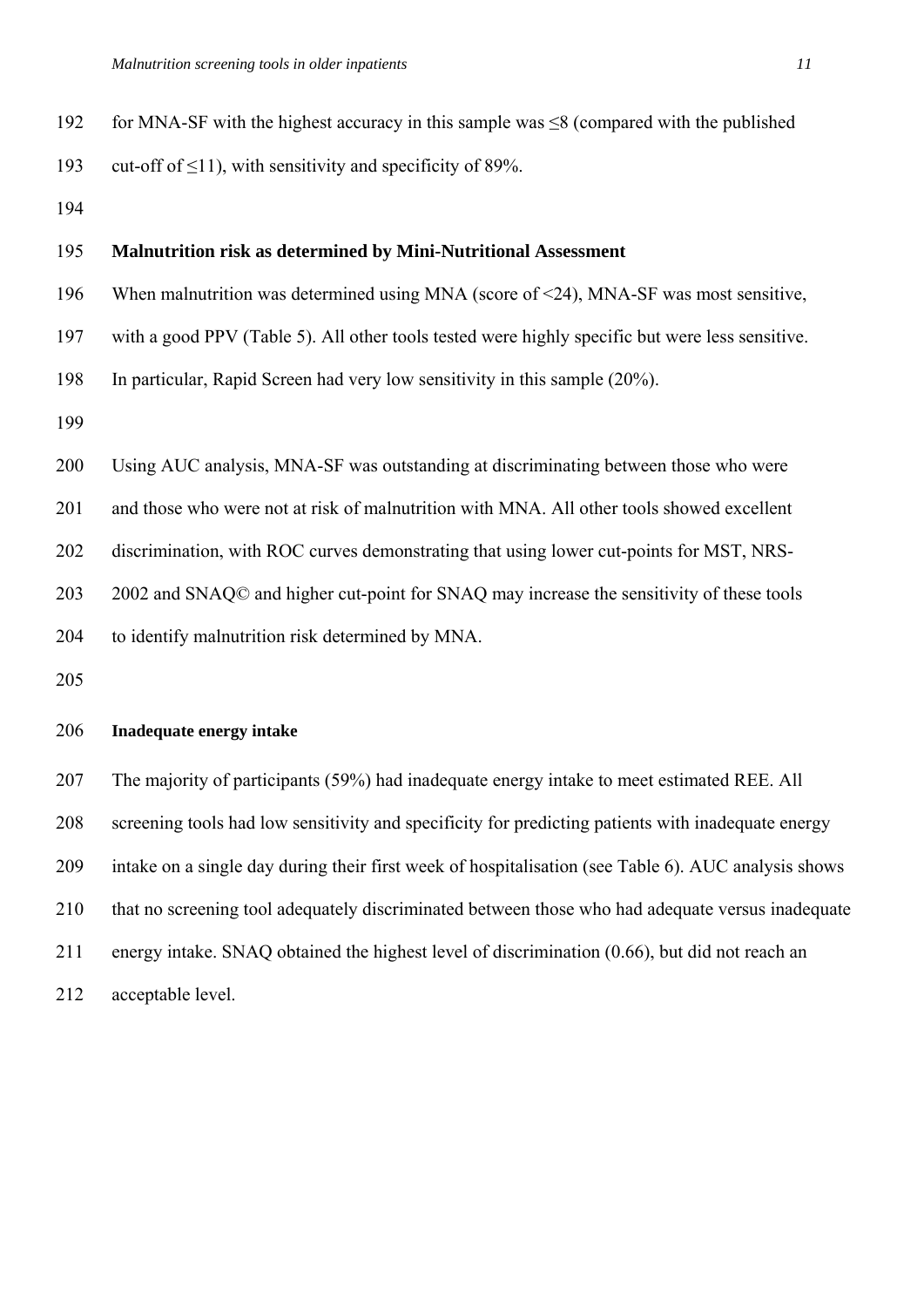for MNA-SF with the highest accuracy in this sample was ≤8 (compared with the published cut-off of ≤11), with sensitivity and specificity of 89%.

### Malnutrition risk as determined by Mini-Nutritional Assessment

When malnutrition was determined using MNA (score of <24), MNA-SF was most sensitive, with a good PPV (Table 5). All other tools tested were highly specific but were less sensitive. In particular, Rapid Screen had very low sensitivity in this sample (20%).

Using AUC analysis, MNA-SF was outstanding at discriminating between those who were and those who were not at risk of malnutrition with MNA. All other tools showed excellent discrimination, with ROC curves demonstrating that using lower cut-points for MST, NRS-2002 and SNAQ© and higher cut-point for SNAQ may increase the sensitivity of these tools to identify malnutrition risk determined by MNA.

### Inadequate energy intake

The majority of participants (59%) had inadequate energy intake to meet estimated REE. All screening tools had low sensitivity and specificity for predicting patients with inadequate energy intake on a single day during their first week of hospitalisation (see Table 6). AUC analysis shows that no screening tool adequately discriminated between those who had adequate versus inadequate energy intake. SNAQ obtained the highest level of discrimination (0.66), but did not reach an acceptable level.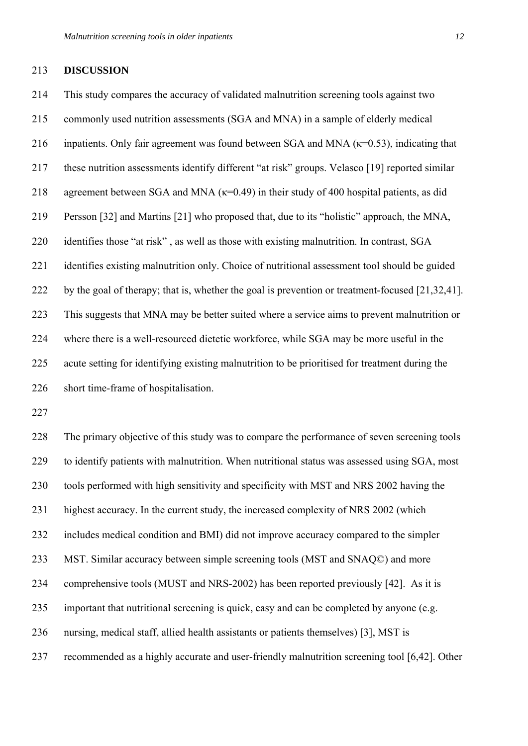## DISCUSSION

This study compares the accuracy of validated malnutrition screening tools against two commonly used nutrition assessments (SGA and MNA) in a sample of elderly medical inpatients. Only fair agreement was found between SGA and MNA ($\kappa$=0.53), indicating that these nutrition assessments identify different "at risk" groups. Velasco [19] reported similar agreement between SGA and MNA ($\kappa$=0.49) in their study of 400 hospital patients, as did Persson [32] and Martins [21] who proposed that, due to its "holistic" approach, the MNA, identifies those "at risk" , as well as those with existing malnutrition. In contrast, SGA identifies existing malnutrition only. Choice of nutritional assessment tool should be guided by the goal of therapy; that is, whether the goal is prevention or treatment-focused [21,32,41]. This suggests that MNA may be better suited where a service aims to prevent malnutrition or where there is a well-resourced dietetic workforce, while SGA may be more useful in the acute setting for identifying existing malnutrition to be prioritised for treatment during the short time-frame of hospitalisation.

The primary objective of this study was to compare the performance of seven screening tools to identify patients with malnutrition. When nutritional status was assessed using SGA, most tools performed with high sensitivity and specificity with MST and NRS 2002 having the highest accuracy. In the current study, the increased complexity of NRS 2002 (which includes medical condition and BMI) did not improve accuracy compared to the simpler MST. Similar accuracy between simple screening tools (MST and SNAQ©) and more comprehensive tools (MUST and NRS-2002) has been reported previously [42]. As it is important that nutritional screening is quick, easy and can be completed by anyone (e.g. nursing, medical staff, allied health assistants or patients themselves) [3], MST is recommended as a highly accurate and user-friendly malnutrition screening tool [6,42]. Other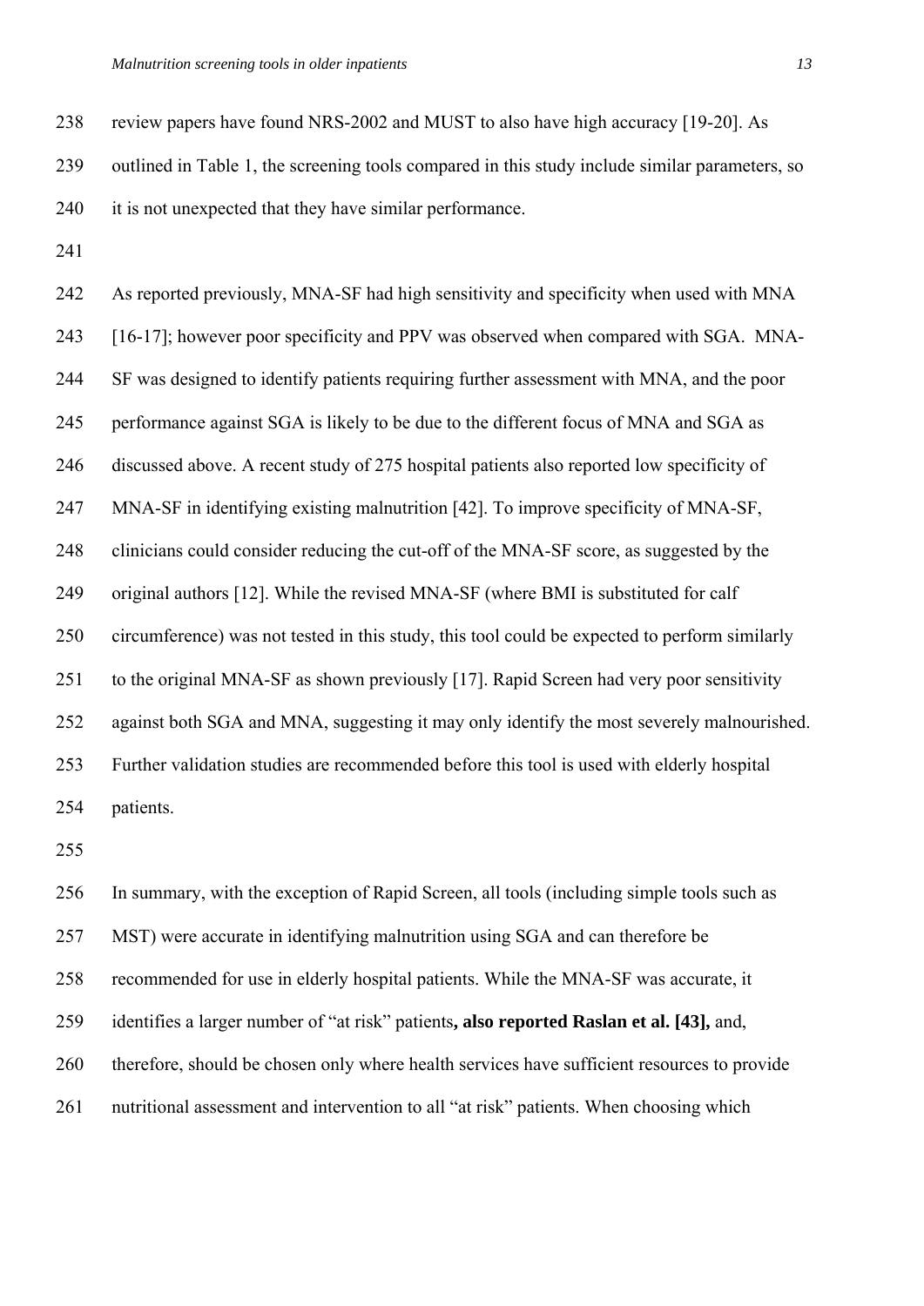review papers have found NRS-2002 and MUST to also have high accuracy [19-20]. As outlined in Table 1, the screening tools compared in this study include similar parameters, so it is not unexpected that they have similar performance.

As reported previously, MNA-SF had high sensitivity and specificity when used with MNA [16-17]; however poor specificity and PPV was observed when compared with SGA. MNA-SF was designed to identify patients requiring further assessment with MNA, and the poor performance against SGA is likely to be due to the different focus of MNA and SGA as discussed above. A recent study of 275 hospital patients also reported low specificity of MNA-SF in identifying existing malnutrition [42]. To improve specificity of MNA-SF, clinicians could consider reducing the cut-off of the MNA-SF score, as suggested by the original authors [12]. While the revised MNA-SF (where BMI is substituted for calf circumference) was not tested in this study, this tool could be expected to perform similarly to the original MNA-SF as shown previously [17]. Rapid Screen had very poor sensitivity against both SGA and MNA, suggesting it may only identify the most severely malnourished. Further validation studies are recommended before this tool is used with elderly hospital patients.

In summary, with the exception of Rapid Screen, all tools (including simple tools such as MST) were accurate in identifying malnutrition using SGA and can therefore be recommended for use in elderly hospital patients. While the MNA-SF was accurate, it identifies a larger number of "at risk" patients**, also reported Raslan et al. [43],** and, therefore, should be chosen only where health services have sufficient resources to provide nutritional assessment and intervention to all "at risk" patients. When choosing which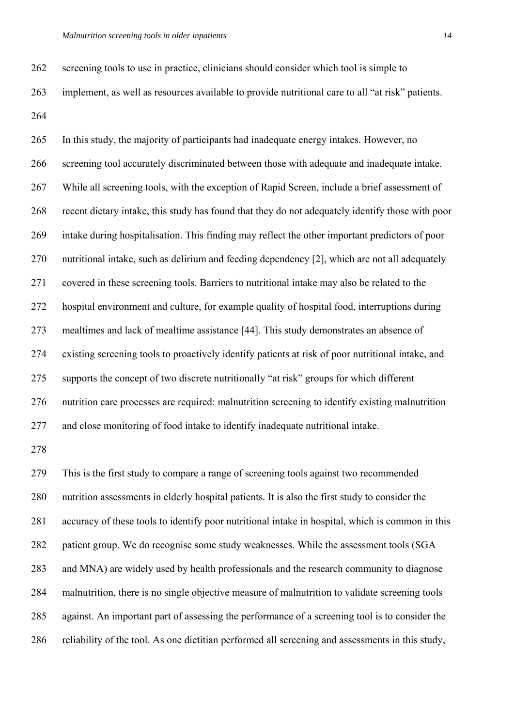screening tools to use in practice, clinicians should consider which tool is simple to implement, as well as resources available to provide nutritional care to all "at risk" patients.

In this study, the majority of participants had inadequate energy intakes. However, no screening tool accurately discriminated between those with adequate and inadequate intake. While all screening tools, with the exception of Rapid Screen, include a brief assessment of recent dietary intake, this study has found that they do not adequately identify those with poor intake during hospitalisation. This finding may reflect the other important predictors of poor nutritional intake, such as delirium and feeding dependency [2], which are not all adequately covered in these screening tools. Barriers to nutritional intake may also be related to the hospital environment and culture, for example quality of hospital food, interruptions during mealtimes and lack of mealtime assistance [44]. This study demonstrates an absence of existing screening tools to proactively identify patients at risk of poor nutritional intake, and supports the concept of two discrete nutritionally "at risk" groups for which different nutrition care processes are required: malnutrition screening to identify existing malnutrition and close monitoring of food intake to identify inadequate nutritional intake.

This is the first study to compare a range of screening tools against two recommended nutrition assessments in elderly hospital patients. It is also the first study to consider the accuracy of these tools to identify poor nutritional intake in hospital, which is common in this patient group. We do recognise some study weaknesses. While the assessment tools (SGA and MNA) are widely used by health professionals and the research community to diagnose malnutrition, there is no single objective measure of malnutrition to validate screening tools against. An important part of assessing the performance of a screening tool is to consider the reliability of the tool. As one dietitian performed all screening and assessments in this study,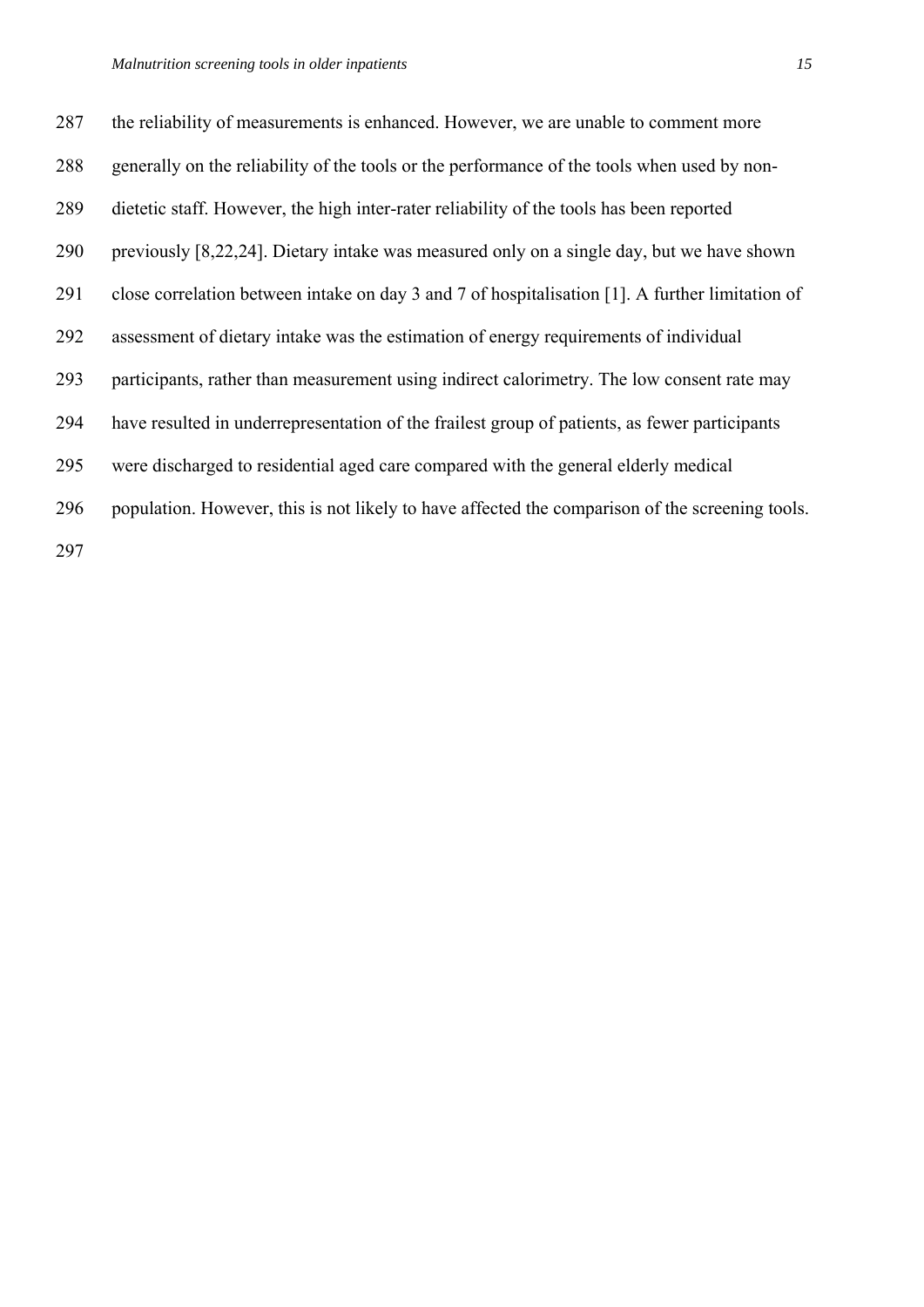the reliability of measurements is enhanced. However, we are unable to comment more generally on the reliability of the tools or the performance of the tools when used by non-dietetic staff. However, the high inter-rater reliability of the tools has been reported previously [8,22,24]. Dietary intake was measured only on a single day, but we have shown close correlation between intake on day 3 and 7 of hospitalisation [1]. A further limitation of assessment of dietary intake was the estimation of energy requirements of individual participants, rather than measurement using indirect calorimetry. The low consent rate may have resulted in underrepresentation of the frailest group of patients, as fewer participants were discharged to residential aged care compared with the general elderly medical population. However, this is not likely to have affected the comparison of the screening tools.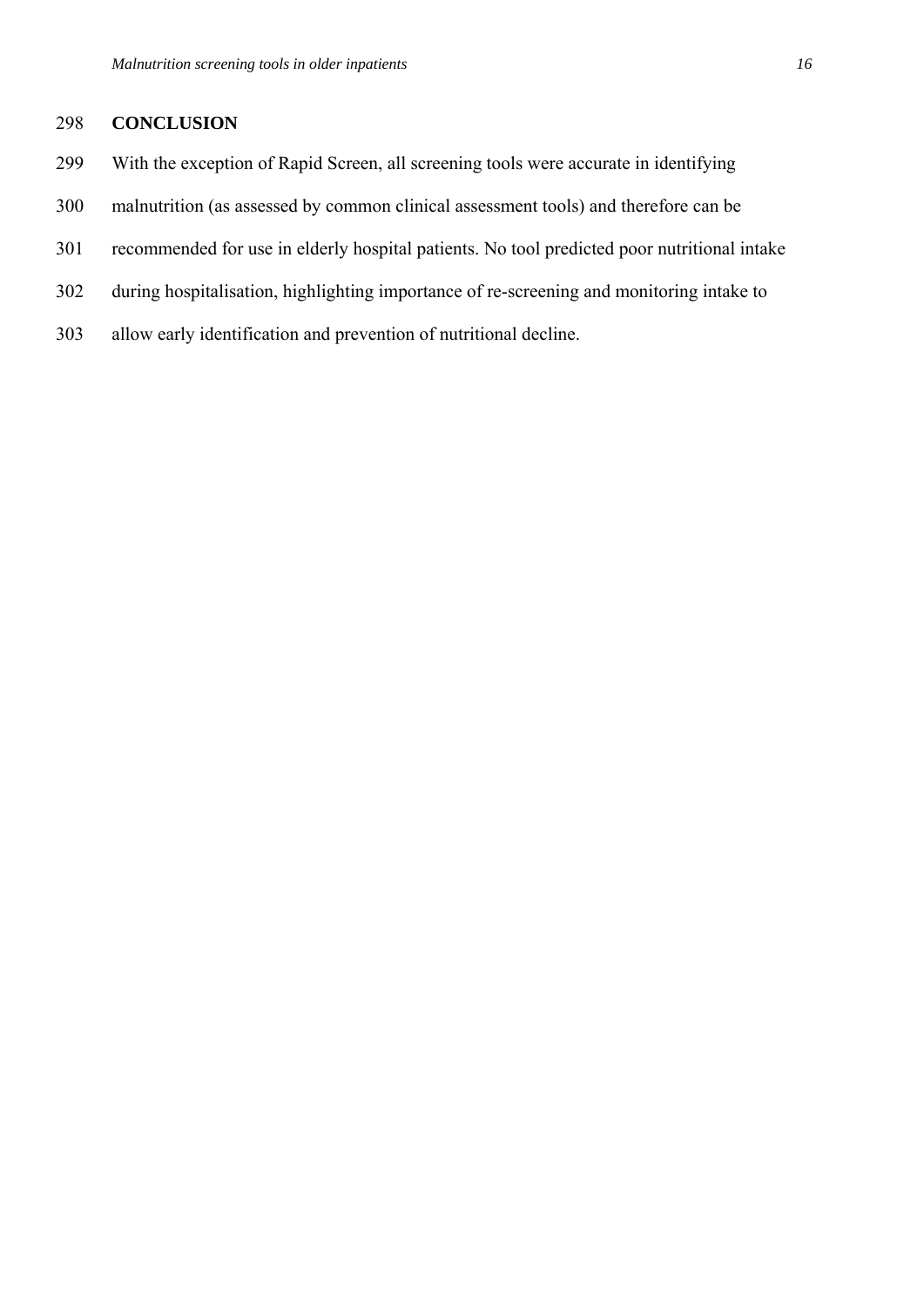## CONCLUSION

With the exception of Rapid Screen, all screening tools were accurate in identifying malnutrition (as assessed by common clinical assessment tools) and therefore can be recommended for use in elderly hospital patients. No tool predicted poor nutritional intake during hospitalisation, highlighting importance of re-screening and monitoring intake to allow early identification and prevention of nutritional decline.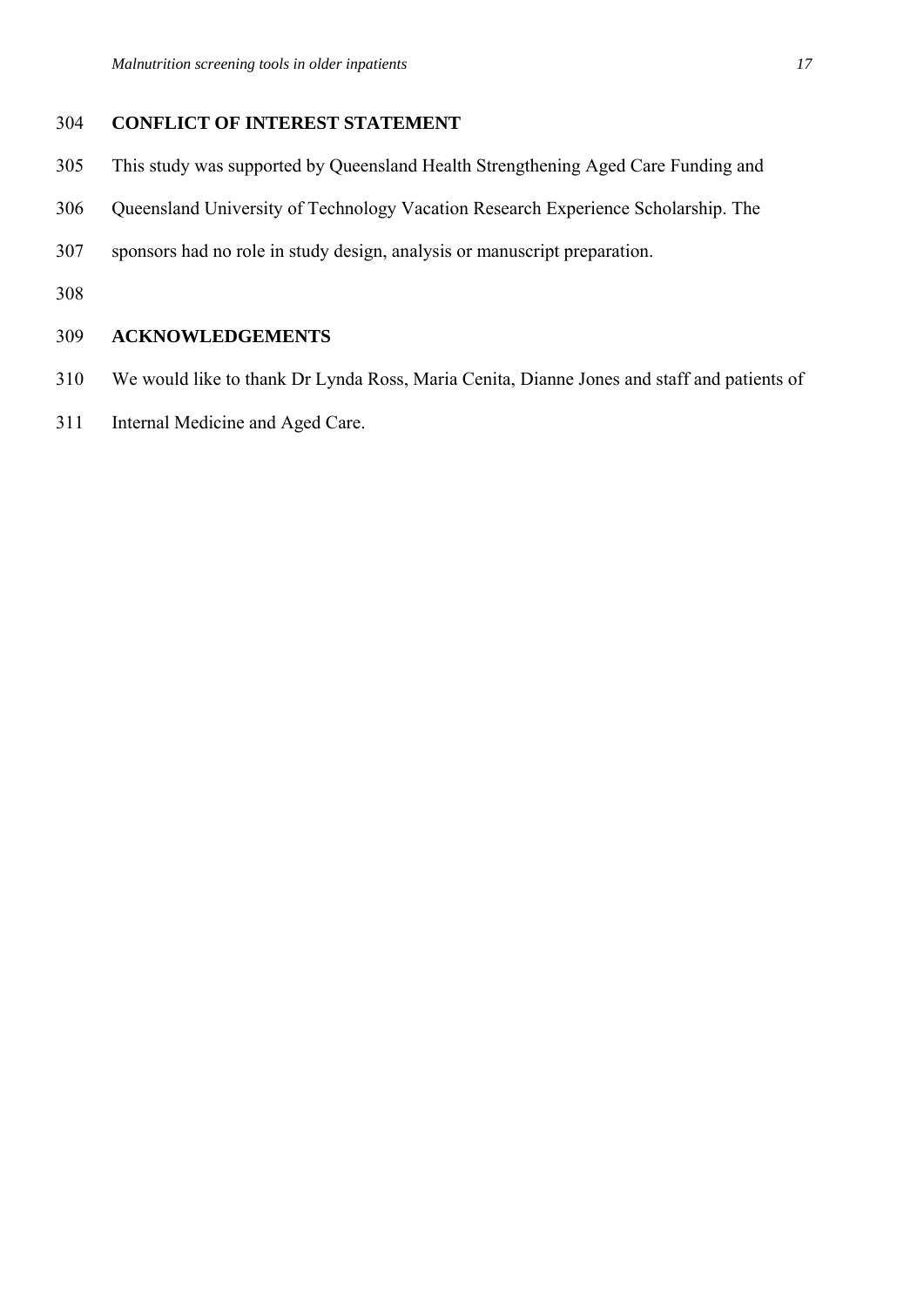## CONFLICT OF INTEREST STATEMENT

This study was supported by Queensland Health Strengthening Aged Care Funding and Queensland University of Technology Vacation Research Experience Scholarship. The sponsors had no role in study design, analysis or manuscript preparation.

## ACKNOWLEDGEMENTS

We would like to thank Dr Lynda Ross, Maria Cenita, Dianne Jones and staff and patients of Internal Medicine and Aged Care.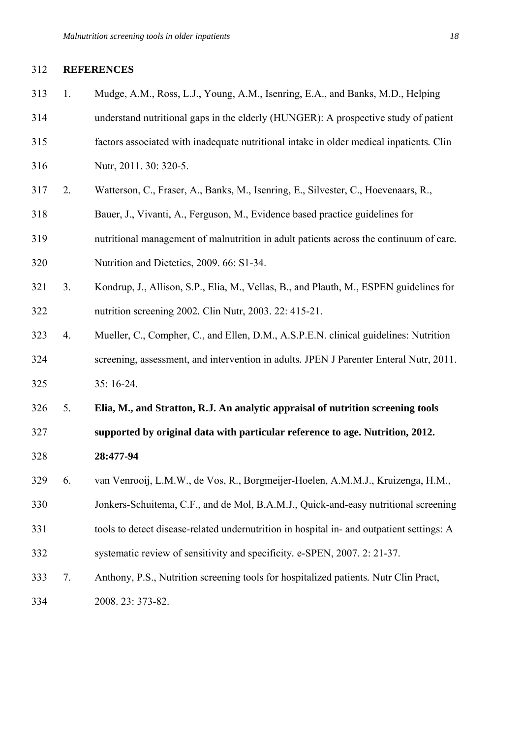## REFERENCES

1. Mudge, A.M., Ross, L.J., Young, A.M., Isenring, E.A., and Banks, M.D., Helping understand nutritional gaps in the elderly (HUNGER): A prospective study of patient factors associated with inadequate nutritional intake in older medical inpatients. Clin Nutr, 2011. 30: 320-5.
2. Watterson, C., Fraser, A., Banks, M., Isenring, E., Silvester, C., Hoevenaars, R., Bauer, J., Vivanti, A., Ferguson, M., Evidence based practice guidelines for nutritional management of malnutrition in adult patients across the continuum of care. Nutrition and Dietetics, 2009. 66: S1-34.
3. Kondrup, J., Allison, S.P., Elia, M., Vellas, B., and Plauth, M., ESPEN guidelines for nutrition screening 2002. Clin Nutr, 2003. 22: 415-21.
4. Mueller, C., Compher, C., and Ellen, D.M., A.S.P.E.N. clinical guidelines: Nutrition screening, assessment, and intervention in adults. JPEN J Parenter Enteral Nutr, 2011. 35: 16-24.
5. **Elia, M., and Stratton, R.J. An analytic appraisal of nutrition screening tools supported by original data with particular reference to age. Nutrition, 2012. 28:477-94**
6. van Venrooij, L.M.W., de Vos, R., Borgmeijer-Hoelen, A.M.M.J., Kruizenga, H.M., Jonkers-Schuitema, C.F., and de Mol, B.A.M.J., Quick-and-easy nutritional screening tools to detect disease-related undernutrition in hospital in- and outpatient settings: A systematic review of sensitivity and specificity. e-SPEN, 2007. 2: 21-37.
7. Anthony, P.S., Nutrition screening tools for hospitalized patients. Nutr Clin Pract, 2008. 23: 373-82.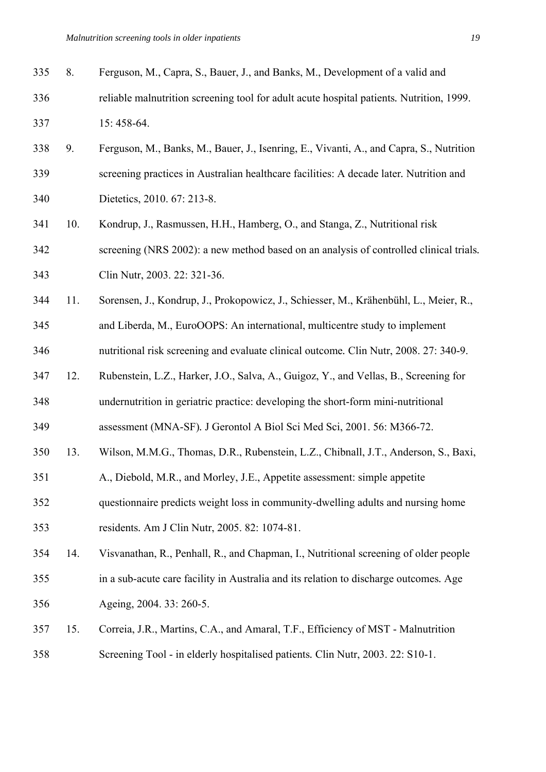8. Ferguson, M., Capra, S., Bauer, J., and Banks, M., Development of a valid and reliable malnutrition screening tool for adult acute hospital patients. Nutrition, 1999. 15: 458-64.
9. Ferguson, M., Banks, M., Bauer, J., Isenring, E., Vivanti, A., and Capra, S., Nutrition screening practices in Australian healthcare facilities: A decade later. Nutrition and Dietetics, 2010. 67: 213-8.
10. Kondrup, J., Rasmussen, H.H., Hamberg, O., and Stanga, Z., Nutritional risk screening (NRS 2002): a new method based on an analysis of controlled clinical trials. Clin Nutr, 2003. 22: 321-36.
11. Sorensen, J., Kondrup, J., Prokopowicz, J., Schiesser, M., Krähenbühl, L., Meier, R., and Liberda, M., EuroOOPS: An international, multicentre study to implement nutritional risk screening and evaluate clinical outcome. Clin Nutr, 2008. 27: 340-9.
12. Rubenstein, L.Z., Harker, J.O., Salva, A., Guigoz, Y., and Vellas, B., Screening for undernutrition in geriatric practice: developing the short-form mini-nutritional assessment (MNA-SF). J Gerontol A Biol Sci Med Sci, 2001. 56: M366-72.
13. Wilson, M.M.G., Thomas, D.R., Rubenstein, L.Z., Chibnall, J.T., Anderson, S., Baxi, A., Diebold, M.R., and Morley, J.E., Appetite assessment: simple appetite questionnaire predicts weight loss in community-dwelling adults and nursing home residents. Am J Clin Nutr, 2005. 82: 1074-81.
14. Visvanathan, R., Penhall, R., and Chapman, I., Nutritional screening of older people in a sub-acute care facility in Australia and its relation to discharge outcomes. Age Ageing, 2004. 33: 260-5.
15. Correia, J.R., Martins, C.A., and Amaral, T.F., Efficiency of MST - Malnutrition Screening Tool - in elderly hospitalised patients. Clin Nutr, 2003. 22: S10-1.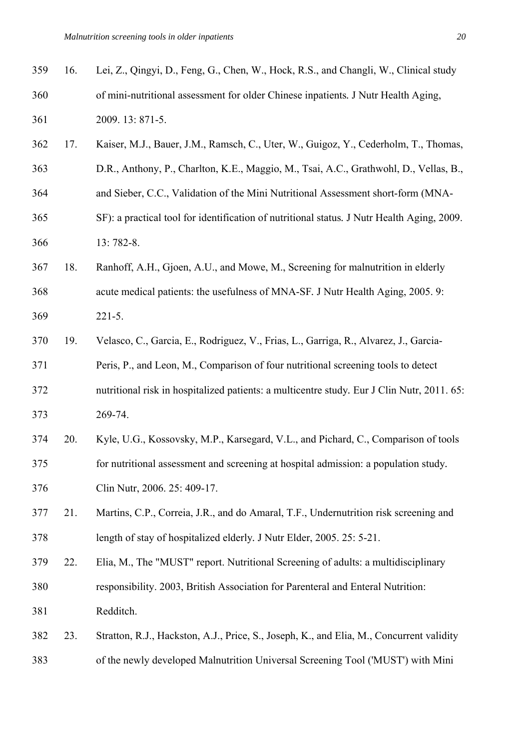16. Lei, Z., Qingyi, D., Feng, G., Chen, W., Hock, R.S., and Changli, W., Clinical study of mini-nutritional assessment for older Chinese inpatients. J Nutr Health Aging, 2009. 13: 871-5.
17. Kaiser, M.J., Bauer, J.M., Ramsch, C., Uter, W., Guigoz, Y., Cederholm, T., Thomas, D.R., Anthony, P., Charlton, K.E., Maggio, M., Tsai, A.C., Grathwohl, D., Vellas, B., and Sieber, C.C., Validation of the Mini Nutritional Assessment short-form (MNA-SF): a practical tool for identification of nutritional status. J Nutr Health Aging, 2009. 13: 782-8.
18. Ranhoff, A.H., Gjoen, A.U., and Mowe, M., Screening for malnutrition in elderly acute medical patients: the usefulness of MNA-SF. J Nutr Health Aging, 2005. 9: 221-5.
19. Velasco, C., Garcia, E., Rodriguez, V., Frias, L., Garriga, R., Alvarez, J., Garcia-Peris, P., and Leon, M., Comparison of four nutritional screening tools to detect nutritional risk in hospitalized patients: a multicentre study. Eur J Clin Nutr, 2011. 65: 269-74.
20. Kyle, U.G., Kossovsky, M.P., Karsegard, V.L., and Pichard, C., Comparison of tools for nutritional assessment and screening at hospital admission: a population study. Clin Nutr, 2006. 25: 409-17.
21. Martins, C.P., Correia, J.R., and do Amaral, T.F., Undernutrition risk screening and length of stay of hospitalized elderly. J Nutr Elder, 2005. 25: 5-21.
22. Elia, M., The "MUST" report. Nutritional Screening of adults: a multidisciplinary responsibility. 2003, British Association for Parenteral and Enteral Nutrition: Redditch.
23. Stratton, R.J., Hackston, A.J., Price, S., Joseph, K., and Elia, M., Concurrent validity of the newly developed Malnutrition Universal Screening Tool ('MUST') with Mini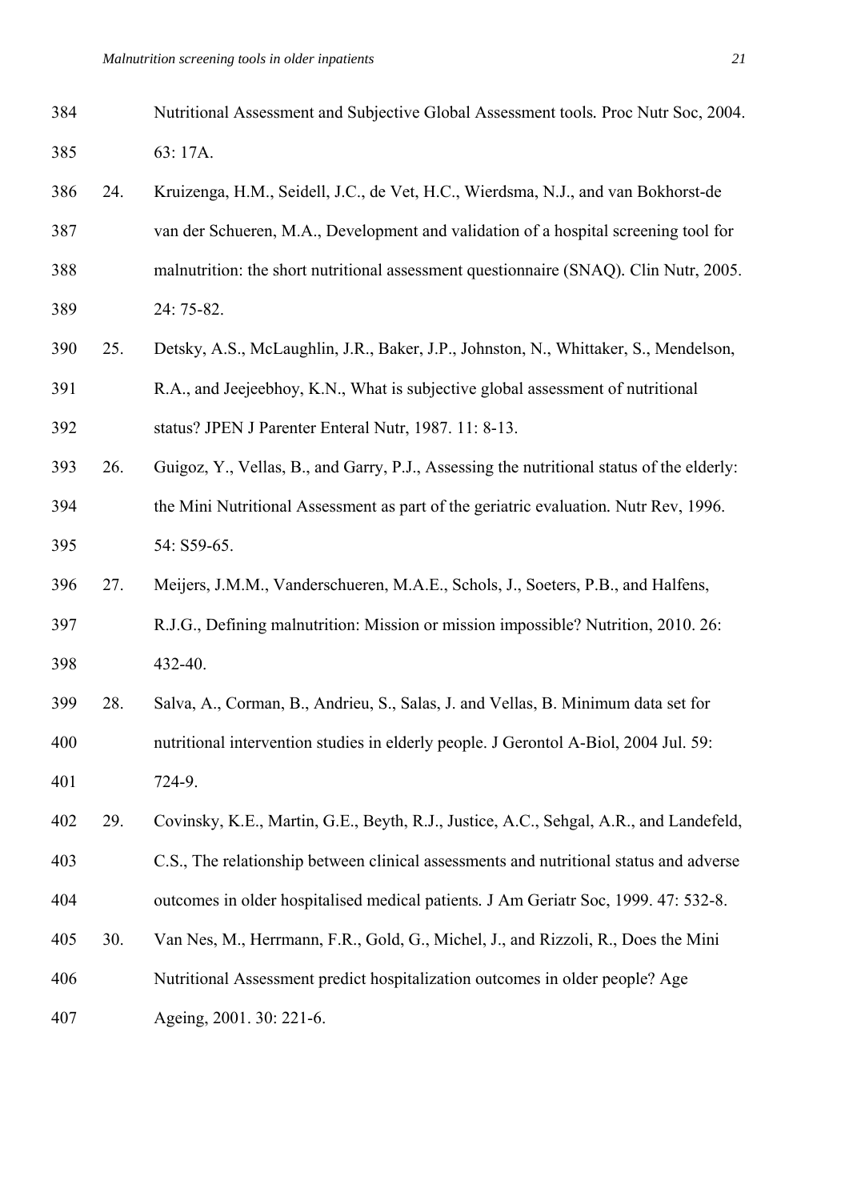Nutritional Assessment and Subjective Global Assessment tools. Proc Nutr Soc, 2004. 63: 17A.

24. Kruizenga, H.M., Seidell, J.C., de Vet, H.C., Wierdsma, N.J., and van Bokhorst-de van der Schueren, M.A., Development and validation of a hospital screening tool for malnutrition: the short nutritional assessment questionnaire (SNAQ). Clin Nutr, 2005. 24: 75-82.

25. Detsky, A.S., McLaughlin, J.R., Baker, J.P., Johnston, N., Whittaker, S., Mendelson, R.A., and Jeejeebhoy, K.N., What is subjective global assessment of nutritional status? JPEN J Parenter Enteral Nutr, 1987. 11: 8-13.

26. Guigoz, Y., Vellas, B., and Garry, P.J., Assessing the nutritional status of the elderly: the Mini Nutritional Assessment as part of the geriatric evaluation. Nutr Rev, 1996. 54: S59-65.

27. Meijers, J.M.M., Vanderschueren, M.A.E., Schols, J., Soeters, P.B., and Halfens, R.J.G., Defining malnutrition: Mission or mission impossible? Nutrition, 2010. 26: 432-40.

28. Salva, A., Corman, B., Andrieu, S., Salas, J. and Vellas, B. Minimum data set for nutritional intervention studies in elderly people. J Gerontol A-Biol, 2004 Jul. 59: 724-9.

29. Covinsky, K.E., Martin, G.E., Beyth, R.J., Justice, A.C., Sehgal, A.R., and Landefeld, C.S., The relationship between clinical assessments and nutritional status and adverse outcomes in older hospitalised medical patients. J Am Geriatr Soc, 1999. 47: 532-8.

30. Van Nes, M., Herrmann, F.R., Gold, G., Michel, J., and Rizzoli, R., Does the Mini Nutritional Assessment predict hospitalization outcomes in older people? Age Ageing, 2001. 30: 221-6.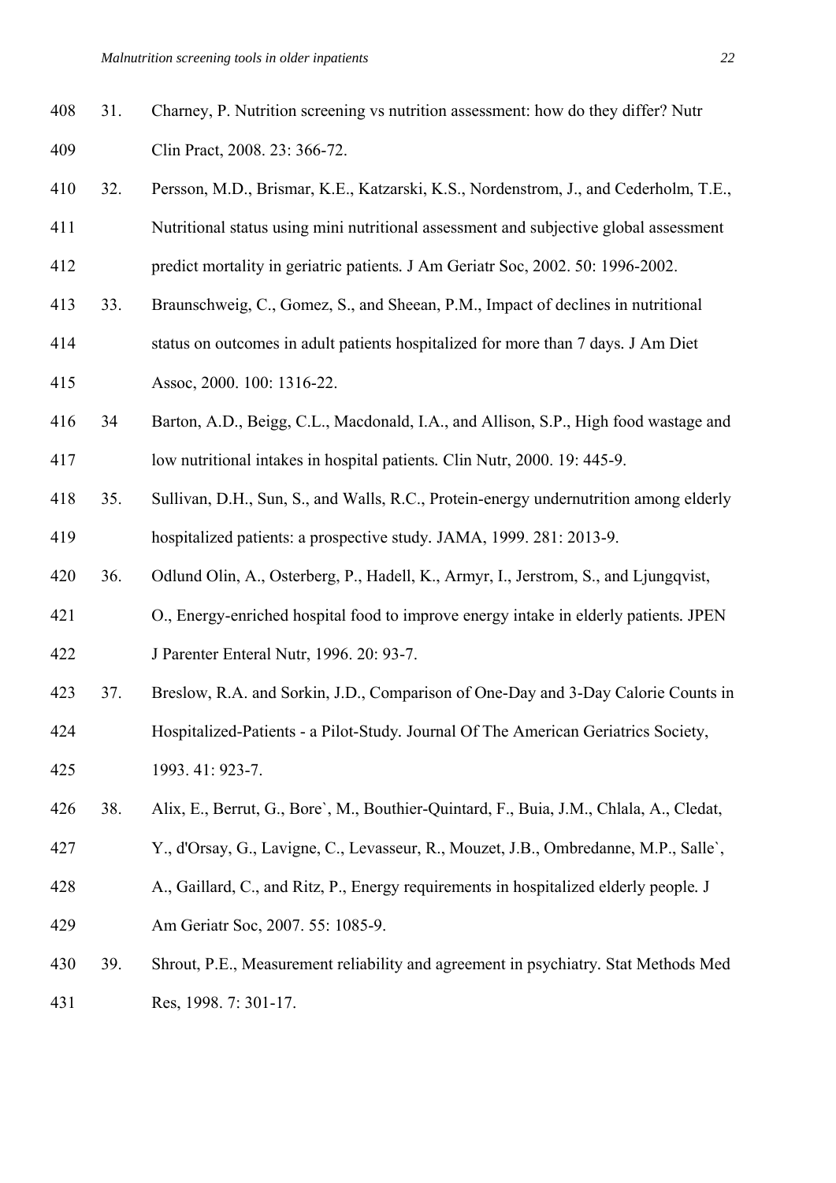31. Charney, P. Nutrition screening vs nutrition assessment: how do they differ? Nutr Clin Pract, 2008. 23: 366-72.
32. Persson, M.D., Brismar, K.E., Katzarski, K.S., Nordenstrom, J., and Cederholm, T.E., Nutritional status using mini nutritional assessment and subjective global assessment predict mortality in geriatric patients. J Am Geriatr Soc, 2002. 50: 1996-2002.
33. Braunschweig, C., Gomez, S., and Sheean, P.M., Impact of declines in nutritional status on outcomes in adult patients hospitalized for more than 7 days. J Am Diet Assoc, 2000. 100: 1316-22.
34 Barton, A.D., Beigg, C.L., Macdonald, I.A., and Allison, S.P., High food wastage and low nutritional intakes in hospital patients. Clin Nutr, 2000. 19: 445-9.
35. Sullivan, D.H., Sun, S., and Walls, R.C., Protein-energy undernutrition among elderly hospitalized patients: a prospective study. JAMA, 1999. 281: 2013-9.
36. Odlund Olin, A., Osterberg, P., Hadell, K., Armyr, I., Jerstrom, S., and Ljungqvist, O., Energy-enriched hospital food to improve energy intake in elderly patients. JPEN J Parenter Enteral Nutr, 1996. 20: 93-7.
37. Breslow, R.A. and Sorkin, J.D., Comparison of One-Day and 3-Day Calorie Counts in Hospitalized-Patients - a Pilot-Study. Journal Of The American Geriatrics Society, 1993. 41: 923-7.
38. Alix, E., Berrut, G., Bore`, M., Bouthier-Quintard, F., Buia, J.M., Chlala, A., Cledat, Y., d'Orsay, G., Lavigne, C., Levasseur, R., Mouzet, J.B., Ombredanne, M.P., Salle`, A., Gaillard, C., and Ritz, P., Energy requirements in hospitalized elderly people. J Am Geriatr Soc, 2007. 55: 1085-9.
39. Shrout, P.E., Measurement reliability and agreement in psychiatry. Stat Methods Med Res, 1998. 7: 301-17.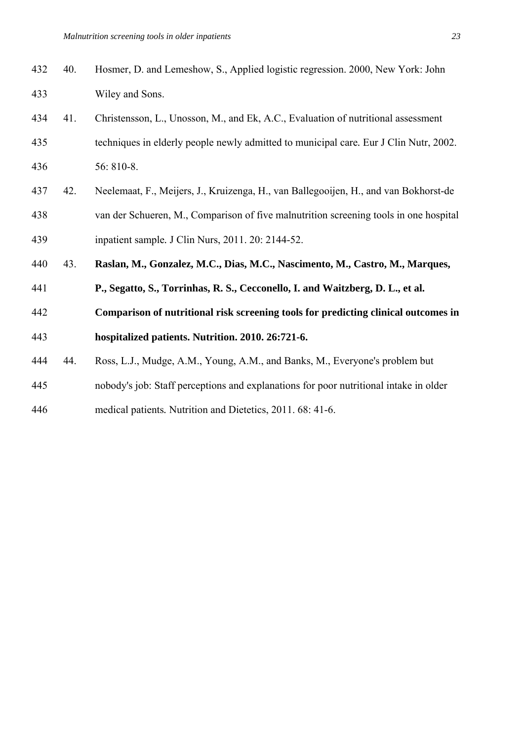40. Hosmer, D. and Lemeshow, S., Applied logistic regression. 2000, New York: John Wiley and Sons.

41. Christensson, L., Unosson, M., and Ek, A.C., Evaluation of nutritional assessment techniques in elderly people newly admitted to municipal care. Eur J Clin Nutr, 2002. 56: 810-8.

42. Neelemaat, F., Meijers, J., Kruizenga, H., van Ballegooijen, H., and van Bokhorst-de van der Schueren, M., Comparison of five malnutrition screening tools in one hospital inpatient sample. J Clin Nurs, 2011. 20: 2144-52.

43. **Raslan, M., Gonzalez, M.C., Dias, M.C., Nascimento, M., Castro, M., Marques, P., Segatto, S., Torrinhas, R. S., Cecconello, I. and Waitzberg, D. L., et al. Comparison of nutritional risk screening tools for predicting clinical outcomes in hospitalized patients. Nutrition. 2010. 26:721-6.**

44. Ross, L.J., Mudge, A.M., Young, A.M., and Banks, M., Everyone's problem but nobody's job: Staff perceptions and explanations for poor nutritional intake in older medical patients. Nutrition and Dietetics, 2011. 68: 41-6.